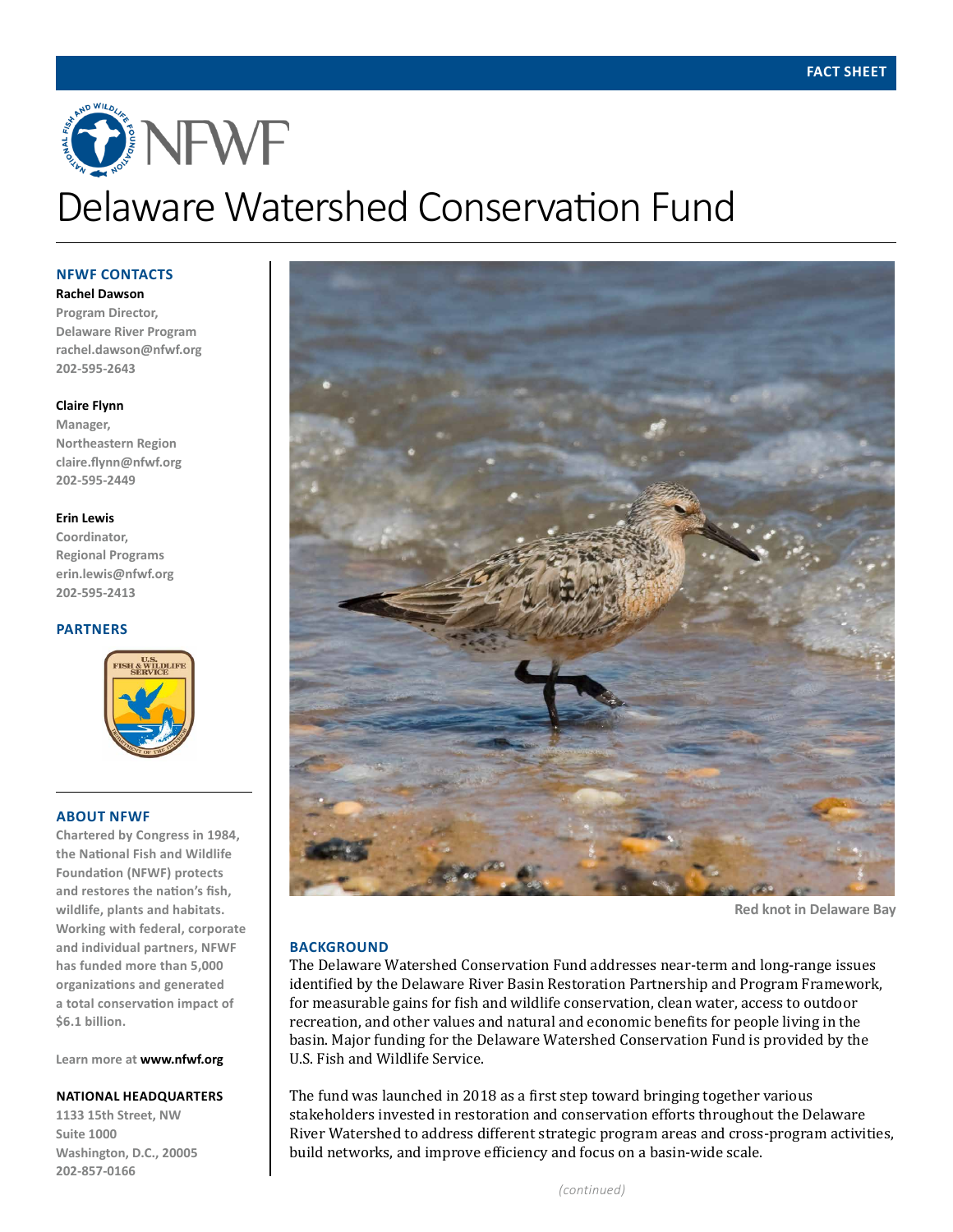FACT SHEET

# Delaware Watershed Conservation Fund

## NFWF CONTACTS

**Rachel Dawson**
Program Director,
Delaware River Program
rachel.dawson@nfwf.org
202-595-2643

**Claire Flynn**
Manager,
Northeastern Region
claire.flynn@nfwf.org
202-595-2449

**Erin Lewis**
Coordinator,
Regional Programs
erin.lewis@nfwf.org
202-595-2413

## PARTNERS

U.S. Fish & Wildlife Service

## ABOUT NFWF

Chartered by Congress in 1984, the National Fish and Wildlife Foundation (NFWF) protects and restores the nation's fish, wildlife, plants and habitats. Working with federal, corporate and individual partners, NFWF has funded more than 5,000 organizations and generated a total conservation impact of $6.1 billion.

Learn more at **www.nfwf.org**

## NATIONAL HEADQUARTERS

1133 15th Street, NW
Suite 1000
Washington, D.C., 20005
202-857-0166

Red knot in Delaware Bay

## BACKGROUND

The Delaware Watershed Conservation Fund addresses near-term and long-range issues identified by the Delaware River Basin Restoration Partnership and Program Framework, for measurable gains for fish and wildlife conservation, clean water, access to outdoor recreation, and other values and natural and economic benefits for people living in the basin. Major funding for the Delaware Watershed Conservation Fund is provided by the U.S. Fish and Wildlife Service.

The fund was launched in 2018 as a first step toward bringing together various stakeholders invested in restoration and conservation efforts throughout the Delaware River Watershed to address different strategic program areas and cross-program activities, build networks, and improve efficiency and focus on a basin-wide scale.

*(continued)*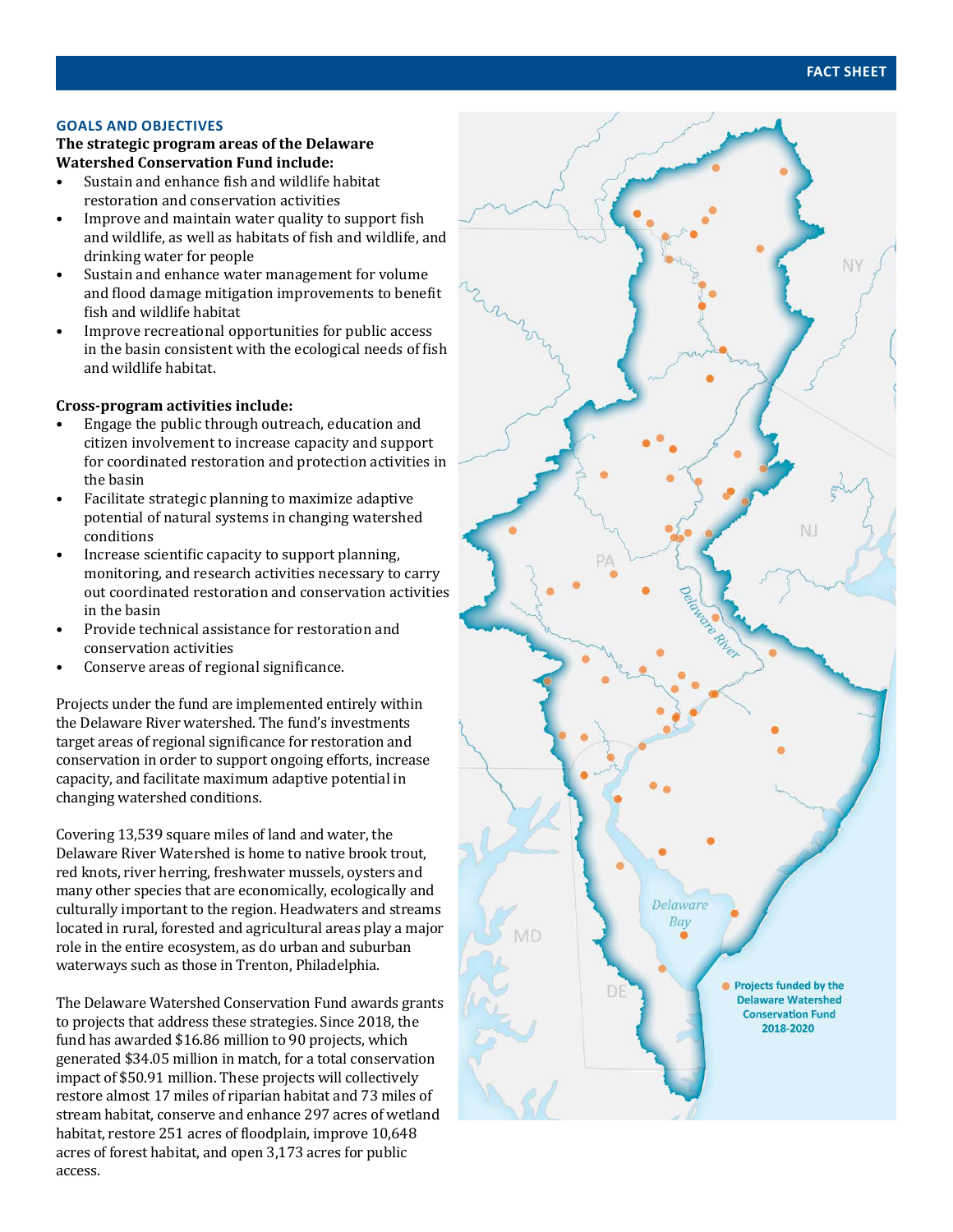## GOALS AND OBJECTIVES

**The strategic program areas of the Delaware Watershed Conservation Fund include:**

- Sustain and enhance fish and wildlife habitat restoration and conservation activities
- Improve and maintain water quality to support fish and wildlife, as well as habitats of fish and wildlife, and drinking water for people
- Sustain and enhance water management for volume and flood damage mitigation improvements to benefit fish and wildlife habitat
- Improve recreational opportunities for public access in the basin consistent with the ecological needs of fish and wildlife habitat.

**Cross-program activities include:**

- Engage the public through outreach, education and citizen involvement to increase capacity and support for coordinated restoration and protection activities in the basin
- Facilitate strategic planning to maximize adaptive potential of natural systems in changing watershed conditions
- Increase scientific capacity to support planning, monitoring, and research activities necessary to carry out coordinated restoration and conservation activities in the basin
- Provide technical assistance for restoration and conservation activities
- Conserve areas of regional significance.

Projects under the fund are implemented entirely within the Delaware River watershed. The fund's investments target areas of regional significance for restoration and conservation in order to support ongoing efforts, increase capacity, and facilitate maximum adaptive potential in changing watershed conditions.

Covering 13,539 square miles of land and water, the Delaware River Watershed is home to native brook trout, red knots, river herring, freshwater mussels, oysters and many other species that are economically, ecologically and culturally important to the region. Headwaters and streams located in rural, forested and agricultural areas play a major role in the entire ecosystem, as do urban and suburban waterways such as those in Trenton, Philadelphia.

The Delaware Watershed Conservation Fund awards grants to projects that address these strategies. Since 2018, the fund has awarded $16.86 million to 90 projects, which generated $34.05 million in match, for a total conservation impact of $50.91 million. These projects will collectively restore almost 17 miles of riparian habitat and 73 miles of stream habitat, conserve and enhance 297 acres of wetland habitat, restore 251 acres of floodplain, improve 10,648 acres of forest habitat, and open 3,173 acres for public access.

NY

NJ

PA

Delaware River

Delaware Bay

MD

DE

Projects funded by the Delaware Watershed Conservation Fund 2018-2020